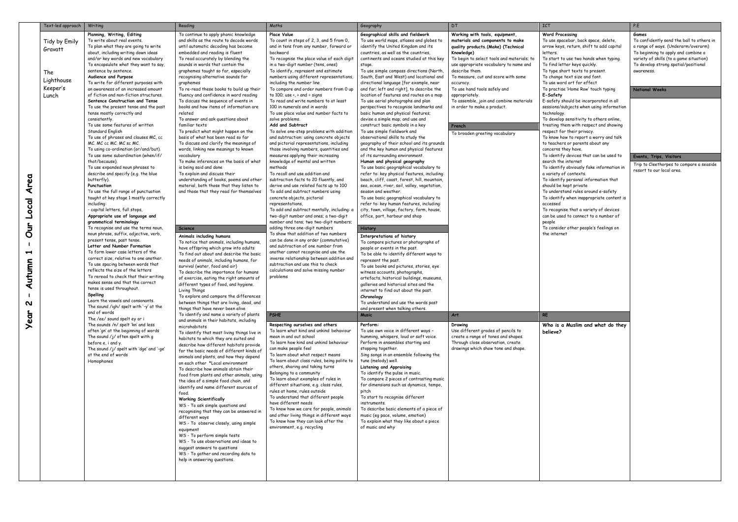# Year 2 – Autumn 1 – Our Local Area

| Text-led approach | Writing | Reading | Maths | Geography | DT | ICT | P.E |
|---|---|---|---|---|---|---|---|
| Tidy by Emily Gravatt<br><br>The Lighthouse Keeper's Lunch | **Planning, Writing, Editing**<br>To write about real events.<br>To plan what they are going to write about, including writing down ideas and/or key words and new vocabulary<br>To encapsulate what they want to say, sentence by sentence.<br>**Audience and Purpose**<br>To write for different purposes with an awareness of an increased amount of fiction and non-fiction structures.<br>**Sentence Construction and Tense**<br>To use the present tense and the past tense mostly correctly and consistently.<br>To use some features of written Standard English<br>To use of phrases and clauses MC, cc MC. MC cc MC. MC sc MC.<br>To using co-ordination (or/and/but).<br>To use some subordination (when/if/ that/because).<br>To use expanded noun phrases to describe and specify (e.g. the blue butterfly).<br>**Punctuation**<br>To use the full range of punctuation taught at key stage 1 mostly correctly including:<br>- capital letters, full stops,<br>**Appropriate use of language and grammatical terminology**<br>To recognise and use the terms noun, noun phrase, suffix, adjective, verb, present tense, past tense.<br>**Letter and Number Formation**<br>To form lower case letters of the correct size, relative to one another.<br>To use spacing between words that reflects the size of the letters<br>To reread to check that their writing makes sense and that the correct tense is used throughout.<br>**Spelling**<br>Learn the vowels and consonants.<br>The sound /igh/ spelt with '-y' at the end of words<br>The /ee/ sound spelt ey or i<br>The sounds /n/ spelt 'kn' and less often 'gn' at the beginning of words<br>The sound /j/ often spelt with g before e, i and y.<br>The sound /j/ spelt with 'dge' and '-ge' at the end of words<br>Homophones | To continue to apply phonic knowledge and skills as the route to decode words until automatic decoding has become embedded and reading is fluent<br>To read accurately by blending the sounds in words that contain the graphemes taught so far, especially recognising alternative sounds for graphemes<br>To re-read these books to build up their fluency and confidence in word reading<br>To discuss the sequence of events in books and how items of information are related<br>To answer and ask questions about familiar texts<br>To predict what might happen on the basis of what has been read so far<br>To discuss and clarify the meanings of words, linking new meanings to known vocabulary<br>To make inferences on the basis of what is being said and done<br>To explain and discuss their understanding of books, poems and other material, both those that they listen to and those that they read for themselves | **Place Value**<br>To count in steps of 2, 3, and 5 from 0, and in tens from any number, forward or backward<br>To recognise the place value of each digit in a two-digit number (tens, ones)<br>To identify, represent and estimate numbers using different representations, including the number line<br>To compare and order numbers from 0 up to 100; use <, > and = signs<br>To read and write numbers to at least 100 in numerals and in words<br>To use place value and number facts to solve problems.<br>**Add and Subtract**<br>To solve one-step problems with addition and subtraction: using concrete objects and pictorial representations, including those involving numbers, quantities and measures applying their increasing knowledge of mental and written methods<br>To recall and use addition and subtraction facts to 20 fluently, and derive and use related facts up to 100<br>To add and subtract numbers using concrete objects, pictorial representations,<br>To add and subtract mentally, including: a two-digit number and ones; a two-digit number and tens; two two-digit numbers; adding three one-digit numbers<br>To show that addition of two numbers can be done in any order (commutative) and subtraction of one number from another cannot recognise and use the inverse relationship between addition and subtraction and use this to check calculations and solve missing number problems | **Geographical skills and fieldwork**<br>To use world maps, atlases and globes to identify the United Kingdom and its countries, as well as the countries, continents and oceans studied at this key stage.<br>To use simple compass directions (North, South, East and West) and locational and directional language [for example, near and far; left and right], to describe the location of features and routes on a map<br>To use aerial photographs and plan perspectives to recognise landmarks and basic human and physical features; devise a simple map; and use and construct basic symbols in a key<br>To use simple fieldwork and observational skills to study the geography of their school and its grounds and the key human and physical features of its surrounding environment.<br>**Human and physical geography**<br>To use basic geographical vocabulary to refer to: key physical features, including: beach, cliff, coast, forest, hill, mountain, sea, ocean, river, soil, valley, vegetation, season and weather.<br>To use basic geographical vocabulary to refer to: key human features, including: city, town, village, factory, farm, house, office, port, harbour and shop | **Working with tools, equipment, materials and components to make quality products.(Make) (Technical Knowledge)**<br>To begin to select tools and materials; to use appropriate vocabulary to name and describe them.<br>To measure, cut and score with some accuracy.<br>To use hand tools safely and appropriately.<br>To assemble, join and combine materials in order to make a product. | **Word Processing**<br>To use spacebar, back space, delete, arrow keys, return, shift to add capital letters.<br>To start to use two hands when typing.<br>To find letter keys quickly.<br>To type short texts to present.<br>To change text size and font.<br>To use word art for effect<br>To practise 'Home Row' touch typing<br>**E-Safety**<br>E-safety should be incorporated in all sessions/subjects when using information technology.<br>To develop sensitivity to others online, treating them with respect and showing respect for their privacy.<br>To know how to report a worry and talk to teachers or parents about any concerns they have.<br>To identify devices that can be used to search the internet<br>To identify obviously fake information in a variety of contexts.<br>To identify personal information that should be kept private<br>To understand rules around e-safety<br>To identify when inappropriate content is accessed<br>To recognise that a variety of devices can be used to connect to a number of people<br>To consider other people's feelings on the internet | **Games**<br>To confidently send the ball to others in a range of ways. (Underarm/overarm)<br>To beginning to apply and combine a variety of skills (to a game situation)<br>To develop strong spatial/positional awareness.<br><br>**National Weeks**<br><br>**Events, Trips, Visitors**<br>Trip to Cleethorpes to compare a seaside resort to our local area. |
| | | **Science**<br>**Animals including humans**<br>To notice that animals, including humans, have offspring which grow into adults<br>To find out about and describe the basic needs of animals, including humans, for survival (water, food and air)<br>To describe the importance for humans of exercise, eating the right amounts of different types of food, and hygiene.<br>Living Things<br>To explore and compare the differences between things that are living, dead, and things that have never been alive<br>To identify and name a variety of plants and animals in their habitats, including microhabitats<br>To identify that most living things live in habitats to which they are suited and describe how different habitats provide for the basic needs of different kinds of animals and plants, and how they depend on each other *Local environment<br>To describe how animals obtain their food from plants and other animals, using the idea of a simple food chain, and identify and name different sources of food.<br>**Working Scientifically**<br>WS - To ask simple questions and recognising that they can be answered in different ways<br>WS - To observe closely, using simple equipment<br>WS - To perform simple tests<br>WS - To use observations and ideas to suggest answers to questions<br>WS - To gather and recording data to help in answering questions. | | **History**<br>**Interpretations of history**<br>To compare pictures or photographs of people or events in the past.<br>To be able to identify different ways to represent the past.<br>To use books and pictures, stories, eye witness accounts, photographs, artefacts, historical buildings, museums, galleries and historical sites and the internet to find out about the past.<br>**Chronology**<br>To understand and use the words past and present when talking others. | **French**<br>To broaden greeting vocabulary | | |
| | | | **PSHE**<br>**Respecting ourselves and others**<br>To learn what kind and unkind behaviour mean in and out school<br>To learn how kind and unkind behaviour can make people feel<br>To learn about what respect means<br>To learn about class rules, being polite to others, sharing and taking turns<br>Belonging to a community<br>To learn about examples of rules in different situations, e.g. class rules, rules at home, rules outside<br>To understand that different people have different needs<br>To know how we care for people, animals and other living things in different ways<br>To know how they can look after the environment, e.g. recycling | **Music**<br>**Perform:**<br>To use own voice in different ways – humming, whispers, loud or soft voice.<br>Perform in ensembles starting and stopping together.<br>Sing songs in an ensemble following the tune (melody) well.<br>**Listening and Appraising**<br>To identify the pulse in music.<br>To compare 2 pieces of contrasting music for dimensions such as dynamics, tempo, pitch<br>To start to recognise different instruments.<br>To describe basic elements of a piece of music (eg pace, volume, emotion)<br>To explain what they like about a piece of music and why | **Art**<br>**Drawing**<br>Use different grades of pencils to create a range of tones and shapes.<br>Through close observation, create drawings which show tone and shape. | **RE**<br>**Who is a Muslim and what do they believe?** | |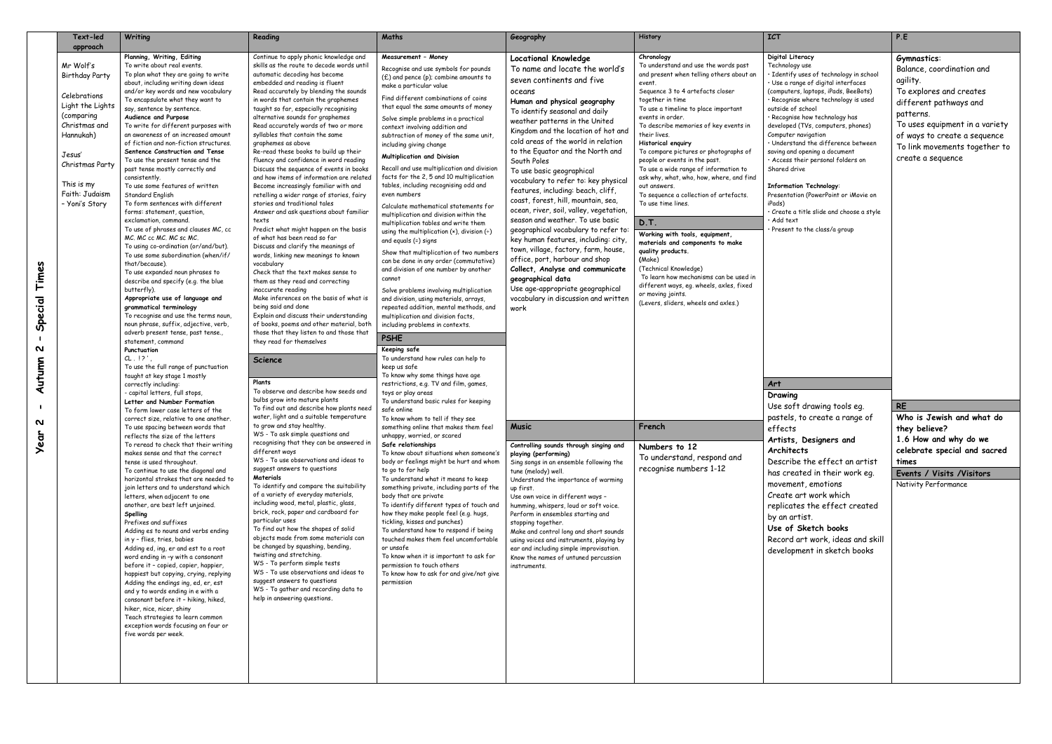# Year 2 - Autumn 2 - Special Times

## Text-led approach

Mr Wolf's Birthday Party

Celebrations Light the Lights (comparing Christmas and Hannukah)

Jesus' Christmas Party

This is my Faith: Judaism – Yoni's Story

## Writing

**Planning, Writing, Editing**
To write about real events.
To plan what they are going to write about, including writing down ideas and/or key words and new vocabulary
To encapsulate what they want to say, sentence by sentence.

**Audience and Purpose**
To write for different purposes with an awareness of an increased amount of fiction and non-fiction structures.

**Sentence Construction and Tense**
To use the present tense and the past tense mostly correctly and consistently.
To use some features of written Standard English
To form sentences with different forms: statement, question, exclamation, command.
To use of phrases and clauses MC, cc MC. MC cc MC. MC sc MC.
To using co-ordination (or/and/but).
To use some subordination (when/if/that/because)
To use expanded noun phrases to describe and specify (e.g. the blue butterfly).

**Appropriate use of language and grammatical terminology**
To recognise and use the terms noun, noun phrase, suffix, adjective, verb, adverb present tense, past tense., statement, command

**Punctuation**
CL . ! ? ' ,
To use the full range of punctuation taught at key stage 1 mostly correctly including:
- capital letters, full stops,

**Letter and Number Formation**
To form lower case letters of the correct size, relative to one another.
To use spacing between words that reflects the size of the letters
To reread to check that their writing makes sense and that the correct tense is used throughout.
To continue to use the diagonal and horizontal strokes that are needed to join letters and to understand which letters, when adjacent to one another, are best left unjoined.

**Spelling**
Prefixes and suffixes
Adding es to nouns and verbs ending in y – flies, tries, babies
Adding ed, ing, er and est to a root word ending in –y with a consonant before it – copied, copier, happier, happiest but copying, crying, replying
Adding the endings ing, ed, er, est and y to words ending in e with a consonant before it – hiking, hiked, hiker, nice, nicer, shiny
Teach strategies to learn common exception words focusing on four or five words per week.

## Reading

Continue to apply phonic knowledge and skills as the route to decode words until automatic decoding has become embedded and reading is fluent
Read accurately by blending the sounds in words that contain the graphemes taught so far, especially recognising alternative sounds for graphemes
Read accurately words of two or more syllables that contain the same graphemes as above
Re-read these books to build up their fluency and confidence in word reading
Discuss the sequence of events in books and how items of information are related
Become increasingly familiar with and retelling a wider range of stories, fairy stories and traditional tales
Answer and ask questions about familiar texts
Predict what might happen on the basis of what has been read so far
Discuss and clarify the meanings of words, linking new meanings to known vocabulary
Check that the text makes sense to them as they read and correcting inaccurate reading
Make inferences on the basis of what is being said and done
Explain and discuss their understanding of books, poems and other material, both those that they listen to and those that they read for themselves

## Science

**Plants**
To observe and describe how seeds and bulbs grow into mature plants
To find out and describe how plants need water, light and a suitable temperature to grow and stay healthy.
WS – To ask simple questions and recognising that they can be answered in different ways
WS – To use observations and ideas to suggest answers to questions

**Materials**
To identify and compare the suitability of a variety of everyday materials, including wood, metal, plastic, glass, brick, rock, paper and cardboard for particular uses
To find out how the shapes of solid objects made from some materials can be changed by squashing, bending, twisting and stretching.
WS – To perform simple tests
WS – To use observations and ideas to suggest answers to questions
WS – To gather and recording data to help in answering questions.

## Maths

**Measurement – Money**
Recognise and use symbols for pounds (£) and pence (p); combine amounts to make a particular value
Find different combinations of coins that equal the same amounts of money
Solve simple problems in a practical context involving addition and subtraction of money of the same unit, including giving change

**Multiplication and Division**
Recall and use multiplication and division facts for the 2, 5 and 10 multiplication tables, including recognising odd and even numbers
Calculate mathematical statements for multiplication and division within the multiplication tables and write them using the multiplication (×), division (÷) and equals (=) signs
Show that multiplication of two numbers can be done in any order (commutative) and division of one number by another cannot
Solve problems involving multiplication and division, using materials, arrays, repeated addition, mental methods, and multiplication and division facts, including problems in contexts.

## PSHE

**Keeping safe**
To understand how rules can help to keep us safe
To know why some things have age restrictions, e.g. TV and film, games, toys or play areas
To understand basic rules for keeping safe online
To know whom to tell if they see something online that makes them feel unhappy, worried, or scared

**Safe relationships**
To know about situations when someone's body or feelings might be hurt and whom to go to for help
To understand what it means to keep something private, including parts of the body that are private
To identify different types of touch and how they make people feel (e.g. hugs, tickling, kisses and punches)
To understand how to respond if being touched makes them feel uncomfortable or unsafe
To know when it is important to ask for permission to touch others
To know how to ask for and give/not give permission

## Geography

**Locational Knowledge**
To name and locate the world's seven continents and five oceans

**Human and physical geography**
To identify seasonal and daily weather patterns in the United Kingdom and the location of hot and cold areas of the world in relation to the Equator and the North and South Poles
To use basic geographical vocabulary to refer to: key physical features, including: beach, cliff, coast, forest, hill, mountain, sea, ocean, river, soil, valley, vegetation, season and weather. To use basic geographical vocabulary to refer to: key human features, including: city, town, village, factory, farm, house, office, port, harbour and shop

**Collect, Analyse and communicate geographical data**
Use age-appropriate geographical vocabulary in discussion and written work

## Music

**Controlling sounds through singing and playing (performing)**
Sing songs in an ensemble following the tune (melody) well.
Understand the importance of warming up first.
Use own voice in different ways – humming, whispers, loud or soft voice.
Perform in ensembles starting and stopping together.
Make and control long and short sounds using voices and instruments, playing by ear and including simple improvisation.
Know the names of untuned percussion instruments.

## History

**Chronology**
To understand and use the words past and present when telling others about an event.
Sequence 3 to 4 artefacts closer together in time
To use a timeline to place important events in order.
To describe memories of key events in their lives.

**Historical enquiry**
To compare pictures or photographs of people or events in the past.
To use a wide range of information to ask why, what, who, how, where, and find out answers.
To sequence a collection of artefacts.
To use time lines.

## D.T.

**Working with tools, equipment, materials and components to make quality products.**
(Make)
(Technical Knowledge)
To learn how mechanisms can be used in different ways, eg. wheels, axles, fixed or moving joints.
(Levers, sliders, wheels and axles.)

## French

**Numbers to 12**
To understand, respond and recognise numbers 1-12

## ICT

**Digital Literacy**
Technology use
- Identify uses of technology in school
- Use a range of digital interfaces (computers, laptops, iPads, BeeBots)
- Recognise where technology is used outside of school
- Recognise how technology has developed (TVs, computers, phones)

Computer navigation
- Understand the difference between saving and opening a document
- Access their personal folders on Shared drive

**Information Technology**:
Presentation (PowerPoint or iMovie on iPads)
- Create a title slide and choose a style
- Add text
- Present to the class/a group

## Art

**Drawing**
Use soft drawing tools eg. pastels, to create a range of effects

**Artists, Designers and Architects**
Describe the effect an artist has created in their work eg. movement, emotions
Create art work which replicates the effect created by an artist.

**Use of Sketch books**
Record art work, ideas and skill development in sketch books

## P.E

**Gymnastics**:
Balance, coordination and agility.
To explores and creates different pathways and patterns.
To uses equipment in a variety of ways to create a sequence
To link movements together to create a sequence

## RE

**Who is Jewish and what do they believe?**
**1.6 How and why do we celebrate special and sacred times**

## Events / Visits /Visitors

Nativity Performance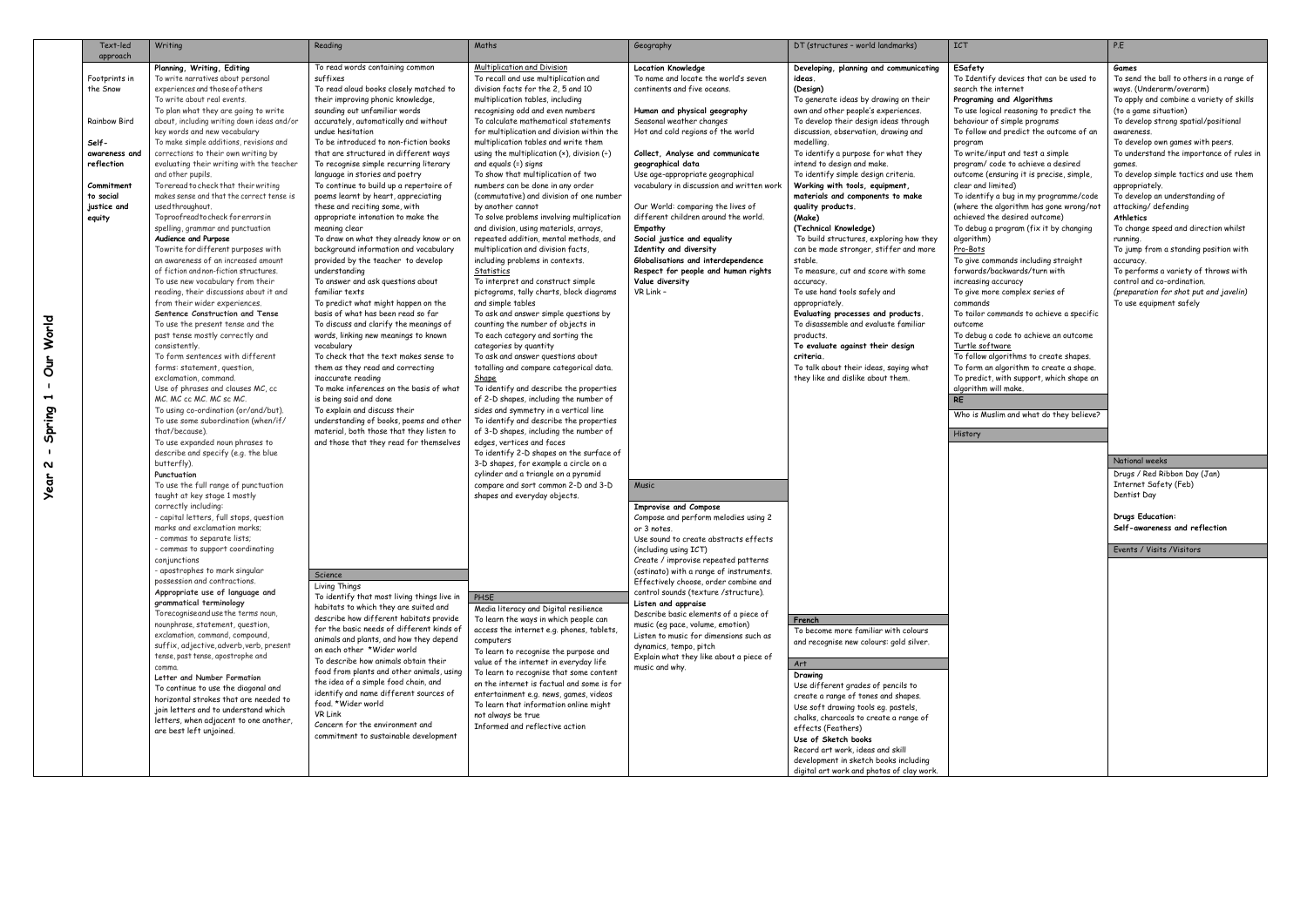# Year 2 – Spring 1 – Our World

| Text-led approach | Writing | Reading | Maths | Geography | DT (structures – world landmarks) | ICT | P.E |
|---|---|---|---|---|---|---|---|
| Footprints in the Snow<br><br>Rainbow Bird<br><br>**Self-awareness and reflection**<br><br>**Commitment to social justice and equity** | **Planning, Writing, Editing**<br>To write narratives about personal experiences and those of others<br>To write about real events.<br>To plan what they are going to write about, including writing down ideas and/or key words and new vocabulary<br>To make simple additions, revisions and corrections to their own writing by evaluating their writing with the teacher and other pupils.<br>To reread to check that their writing makes sense and that the correct tense is used throughout.<br>To proofread to check for errors in spelling, grammar and punctuation<br>**Audience and Purpose**<br>To write for different purposes with an awareness of an increased amount of fiction and non-fiction structures.<br>To use new vocabulary from their reading, their discussions about it and from their wider experiences.<br>**Sentence Construction and Tense**<br>To use the present tense and the past tense mostly correctly and consistently.<br>To form sentences with different forms: statement, question, exclamation, command.<br>Use of phrases and clauses MC, cc MC. MC cc MC. MC sc MC.<br>To using co-ordination (or/and/but).<br>To use some subordination (when/if/that/because).<br>To use expanded noun phrases to describe and specify (e.g. the blue butterfly).<br>**Punctuation**<br>To use the full range of punctuation taught at key stage 1 mostly correctly including:<br>- capital letters, full stops, question marks and exclamation marks;<br>- commas to separate lists;<br>- commas to support coordinating conjunctions<br>- apostrophes to mark singular possession and contractions.<br>**Appropriate use of language and grammatical terminology**<br>To recognise and use the terms noun, noun phrase, statement, question, exclamation, command, compound, suffix, adjective, adverb, verb, present tense, past tense, apostrophe and comma.<br>**Letter and Number Formation**<br>To continue to use the diagonal and horizontal strokes that are needed to join letters and to understand which letters, when adjacent to one another, are best left unjoined. | To read words containing common suffixes<br>To read aloud books closely matched to their improving phonic knowledge, sounding out unfamiliar words accurately, automatically and without undue hesitation<br>To be introduced to non-fiction books that are structured in different ways<br>To recognise simple recurring literary language in stories and poetry<br>To continue to build up a repertoire of poems learnt by heart, appreciating these and reciting some, with appropriate intonation to make the meaning clear<br>To draw on what they already know or on background information and vocabulary provided by the teacher to develop understanding<br>To answer and ask questions about familiar texts<br>To predict what might happen on the basis of what has been read so far<br>To discuss and clarify the meanings of words, linking new meanings to known vocabulary<br>To check that the text makes sense to them as they read and correcting inaccurate reading<br>To make inferences on the basis of what is being said and done<br>To explain and discuss their understanding of books, poems and other material, both those that they listen to and those that they read for themselves | Multiplication and Division<br>To recall and use multiplication and division facts for the 2, 5 and 10 multiplication tables, including recognising odd and even numbers<br>To calculate mathematical statements for multiplication and division within the multiplication tables and write them using the multiplication (×), division (÷) and equals (=) signs<br>To show that multiplication of two numbers can be done in any order (commutative) and division of one number by another cannot<br>To solve problems involving multiplication and division, using materials, arrays, repeated addition, mental methods, and multiplication and division facts, including problems in contexts.<br>Statistics<br>To interpret and construct simple pictograms, tally charts, block diagrams and simple tables<br>To ask and answer simple questions by counting the number of objects in each category and sorting the categories by quantity<br>To ask and answer questions about totalling and compare categorical data.<br>Shape<br>To identify and describe the properties of 2-D shapes, including the number of sides and symmetry in a vertical line<br>To identify and describe the properties of 3-D shapes, including the number of edges, vertices and faces<br>To identify 2-D shapes on the surface of 3-D shapes, for example a circle on a cylinder and a triangle on a pyramid<br>compare and sort common 2-D and 3-D shapes and everyday objects. | **Location Knowledge**<br>To name and locate the world's seven continents and five oceans.<br><br>**Human and physical geography**<br>Seasonal weather changes<br>Hot and cold regions of the world<br><br>**Collect, Analyse and communicate geographical data**<br>Use age-appropriate geographical vocabulary in discussion and written work<br><br>Our World: comparing the lives of different children around the world.<br>**Empathy**<br>**Social justice and equality**<br>**Identity and diversity**<br>**Globalisations and interdependence**<br>**Respect for people and human rights**<br>**Value diversity**<br>VR Link – | **Developing, planning and communicating ideas.**<br>**(Design)**<br>To generate ideas by drawing on their own and other people's experiences.<br>To develop their design ideas through discussion, observation, drawing and modelling.<br>To identify a purpose for what they intend to design and make.<br>To identify simple design criteria.<br>**Working with tools, equipment, materials and components to make quality products.**<br>**(Make)**<br>**(Technical Knowledge)**<br>To build structures, exploring how they can be made stronger, stiffer and more stable.<br>To measure, cut and score with some accuracy.<br>To use hand tools safely and appropriately.<br>**Evaluating processes and products.**<br>To disassemble and evaluate familiar products.<br>**To evaluate against their design criteria.**<br>To talk about their ideas, saying what they like and dislike about them. | **ESafety**<br>To Identify devices that can be used to search the internet<br>**Programing and Algorithms**<br>To use logical reasoning to predict the behaviour of simple programs<br>To follow and predict the outcome of an program<br>To write/input and test a simple program/ code to achieve a desired outcome (ensuring it is precise, simple, clear and limited)<br>To identify a bug in my programme/code (where the algorithm has gone wrong/not achieved the desired outcome)<br>To debug a program (fix it by changing algorithm)<br>Pro-Bots<br>To give commands including straight forwards/backwards/turn with increasing accuracy<br>To give more complex series of commands<br>To tailor commands to achieve a specific outcome<br>To debug a code to achieve an outcome<br>Turtle software<br>To follow algorithms to create shapes.<br>To form an algorithm to create a shape.<br>To predict, with support, which shape an algorithm will make. | **Games**<br>To send the ball to others in a range of ways. (Underarm/overarm)<br>To apply and combine a variety of skills (to a game situation)<br>To develop strong spatial/positional awareness.<br>To develop own games with peers.<br>To understand the importance of rules in games.<br>To develop simple tactics and use them appropriately.<br>To develop an understanding of attacking/ defending<br>**Athletics**<br>To change speed and direction whilst running.<br>To jump from a standing position with accuracy.<br>To performs a variety of throws with control and co-ordination.<br>*(preparation for shot put and javelin)*<br>To use equipment safely |
| | | **Science** | **PHSE** | **Music** | **French** | **RE** | **National weeks** |
| | | Living Things<br>To identify that most living things live in habitats to which they are suited and describe how different habitats provide for the basic needs of different kinds of animals and plants, and how they depend on each other \*Wider world<br>To describe how animals obtain their food from plants and other animals, using the idea of a simple food chain, and identify and name different sources of food. \*Wider world<br>VR Link<br>Concern for the environment and commitment to sustainable development | Media literacy and Digital resilience<br>To learn the ways in which people can access the internet e.g. phones, tablets, computers<br>To learn to recognise the purpose and value of the internet in everyday life<br>To learn to recognise that some content on the internet is factual and some is for entertainment e.g. news, games, videos<br>To learn that information online might not always be true<br>Informed and reflective action | **Improvise and Compose**<br>Compose and perform melodies using 2 or 3 notes.<br>Use sound to create abstracts effects (including using ICT)<br>Create / improvise repeated patterns (ostinato) with a range of instruments.<br>Effectively choose, order combine and control sounds (texture /structure).<br>**Listen and appraise**<br>Describe basic elements of a piece of music (eg pace, volume, emotion)<br>Listen to music for dimensions such as dynamics, tempo, pitch<br>Explain what they like about a piece of music and why. | To become more familiar with colours and recognise new colours: gold silver. | Who is Muslim and what do they believe? | Drugs / Red Ribbon Day (Jan)<br>Internet Safety (Feb)<br>Dentist Day<br><br>**Drugs Education:**<br>**Self-awareness and reflection** |
| | | | | | **Art** | **History** | **Events / Visits /Visitors** |
| | | | | | **Drawing**<br>Use different grades of pencils to create a range of tones and shapes.<br>Use soft drawing tools eg. pastels, chalks, charcoals to create a range of effects (Feathers)<br>**Use of Sketch books**<br>Record art work, ideas and skill development in sketch books including digital art work and photos of clay work. | | |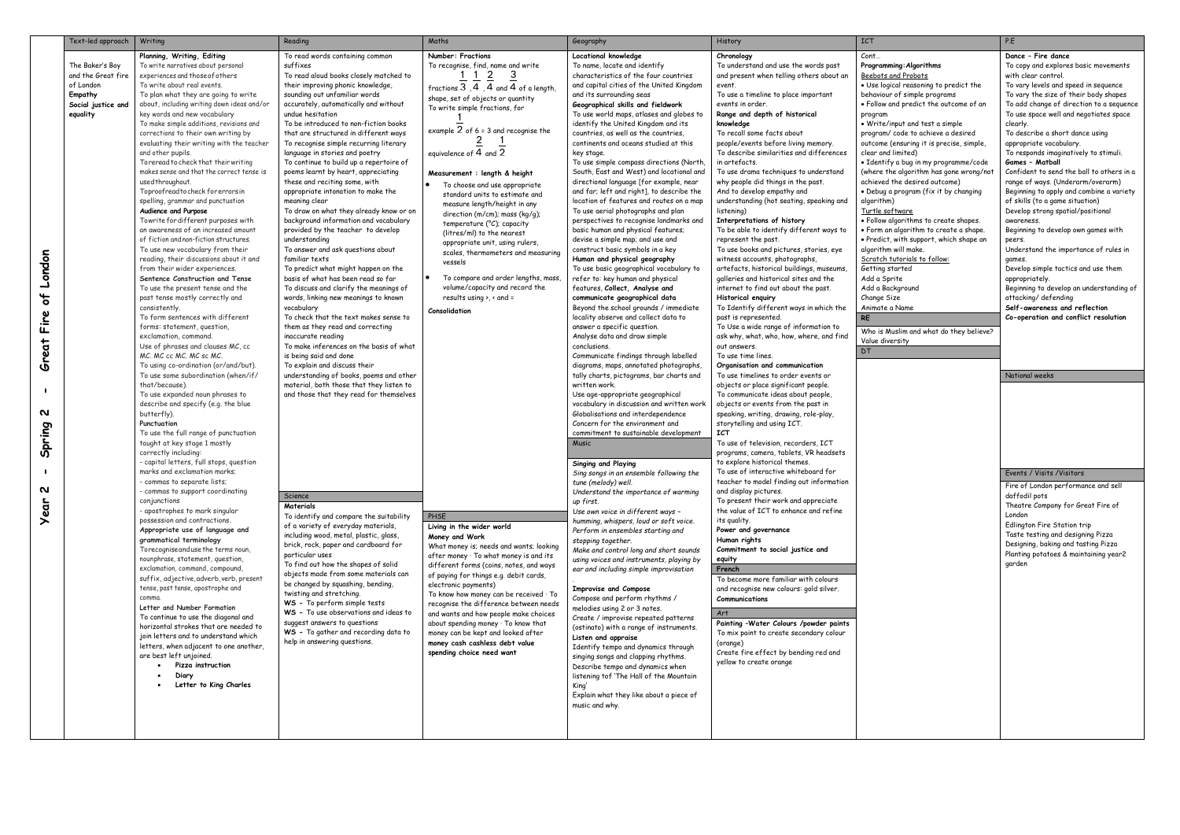# Year 2 - Spring 2 - Great Fire of London

| Text-led approach | Writing | Reading | Maths | Geography | History | ICT | P.E |
|---|---|---|---|---|---|---|---|
| The Baker's Boy and the Great Fire of London<br><br>**Empathy**<br>**Social justice and equality** | **Planning, Writing, Editing**<br>To write narratives about personal experiences and those of others<br>To write about real events.<br>To plan what they are going to write about, including writing down ideas and/or key words and new vocabulary<br>To make simple additions, revisions and corrections to their own writing by evaluating their writing with the teacher and other pupils.<br>To reread to check that their writing makes sense and that the correct tense is used throughout.<br>To proofread to check for errors in spelling, grammar and punctuation<br>**Audience and Purpose**<br>To write for different purposes with an awareness of an increased amount of fiction and non-fiction structures.<br>To use new vocabulary from their reading, their discussions about it and from their wider experiences.<br>**Sentence Construction and Tense**<br>To use the present tense and the past tense mostly correctly and consistently.<br>To form sentences with different forms: statement, question, exclamation, command.<br>Use of phrases and clauses MC, cc MC. MC cc MC. MC sc MC.<br>To using co-ordination (or/and/but).<br>To use some subordination (when/if/that/because).<br>To use expanded noun phrases to describe and specify (e.g. the blue butterfly).<br>**Punctuation**<br>To use the full range of punctuation taught at key stage 1 mostly correctly including:<br>- capital letters, full stops, question marks and exclamation marks;<br>- commas to separate lists;<br>- commas to support coordinating conjunctions<br>- apostrophes to mark singular possession and contractions.<br>**Appropriate use of language and grammatical terminology**<br>To recognise and use the terms noun, noun phrase, statement, question, exclamation, command, compound, suffix, adjective, adverb, verb, present tense, past tense, apostrophe and comma.<br>**Letter and Number Formation**<br>To continue to use the diagonal and horizontal strokes that are needed to join letters and to understand which letters, when adjacent to one another, are best left unjoined.<br>• **Pizza instruction**<br>• **Diary**<br>• **Letter to King Charles** | To read words containing common suffixes<br>To read aloud books closely matched to their improving phonic knowledge, sounding out unfamiliar words accurately, automatically and without undue hesitation<br>To be introduced to non-fiction books that are structured in different ways<br>To recognise simple recurring literary language in stories and poetry<br>To continue to build up a repertoire of poems learnt by heart, appreciating these and reciting some, with appropriate intonation to make the meaning clear<br>To draw on what they already know or on background information and vocabulary provided by the teacher to develop understanding<br>To answer and ask questions about familiar texts<br>To predict what might happen on the basis of what has been read so far<br>To discuss and clarify the meanings of words, linking new meanings to known vocabulary<br>To check that the text makes sense to them as they read and correcting inaccurate reading<br>To make inferences on the basis of what is being said and done<br>To explain and discuss their understanding of books, poems and other material, both those that they listen to and those that they read for themselves<br><br>**Science**<br>**Materials**<br>To identify and compare the suitability of a variety of everyday materials, including wood, metal, plastic, glass, brick, rock, paper and cardboard for particular uses<br>To find out how the shapes of solid objects made from some materials can be changed by squashing, bending, twisting and stretching.<br>**WS -** To perform simple tests<br>**WS -** To use observations and ideas to suggest answers to questions<br>**WS -** To gather and recording data to help in answering questions. | **Number: Fractions**<br>To recognise, find, name and write fractions $\frac{1}{3}$, $\frac{1}{4}$, $\frac{2}{4}$ and $\frac{3}{4}$ of a length, shape, set of objects or quantity<br>To write simple fractions, for example $\frac{1}{2}$ of 6 = 3 and recognise the equivalence of $\frac{2}{4}$ and $\frac{1}{2}$<br><br>**Measurement : length & height**<br>• To choose and use appropriate standard units to estimate and measure length/height in any direction (m/cm); mass (kg/g); temperature (°C); capacity (litres/ml) to the nearest appropriate unit, using rulers, scales, thermometers and measuring vessels<br>• To compare and order lengths, mass, volume/capacity and record the results using >, < and =<br><br>**Consolidation**<br><br>**PHSE**<br>**Living in the wider world**<br>**Money and Work**<br>What money is; needs and wants; looking after money · To what money is and its different forms (coins, notes, and ways of paying for things e.g. debit cards, electronic payments)<br>To know how money can be received · To recognise the difference between needs and wants and how people make choices about spending money · To know that money can be kept and looked after<br>**money cash cashless debt value spending choice need want** | **Locational knowledge**<br>To name, locate and identify characteristics of the four countries and capital cities of the United Kingdom and its surrounding seas<br>**Geographical skills and fieldwork**<br>To use world maps, atlases and globes to identify the United Kingdom and its countries, as well as the countries, continents and oceans studied at this key stage.<br>To use simple compass directions (North, South, East and West) and locational and directional language [for example, near and far; left and right], to describe the location of features and routes on a map<br>To use aerial photographs and plan perspectives to recognise landmarks and basic human and physical features; devise a simple map; and use and construct basic symbols in a key<br>**Human and physical geography**<br>To use basic geographical vocabulary to refer to: key human and physical features, **Collect, Analyse and communicate geographical data**<br>Beyond the school grounds / immediate locality observe and collect data to answer a specific question.<br>Analyse data and draw simple conclusions.<br>Communicate findings through labelled diagrams, maps, annotated photographs, tally charts, pictograms, bar charts and written work.<br>Use age-appropriate geographical vocabulary in discussion and written work<br>Globalisations and interdependence<br>Concern for the environment and commitment to sustainable development<br><br>**Music**<br>**Singing and Playing**<br>*Sing songs in an ensemble following the tune (melody) well.*<br>*Understand the importance of warming up first.*<br>*Use own voice in different ways – humming, whispers, loud or soft voice.*<br>*Perform in ensembles starting and stopping together.*<br>*Make and control long and short sounds using voices and instruments, playing by ear and including simple improvisation*<br>**Improvise and Compose**<br>Compose and perform rhythms / melodies using 2 or 3 notes.<br>Create / improvise repeated patterns (ostinato) with a range of instruments.<br>**Listen and appraise**<br>Identify tempo and dynamics through singing songs and clapping rhythms.<br>Describe tempo and dynamics when listening to 'The Hall of the Mountain King'<br>Explain what they like about a piece of music and why. | **Chronology**<br>To understand and use the words past and present when telling others about an event.<br>To use a timeline to place important events in order.<br>**Range and depth of historical knowledge**<br>To recall some facts about people/events before living memory.<br>To describe similarities and differences in artefacts.<br>To use drama techniques to understand why people did things in the past.<br>And to develop empathy and understanding (hot seating, speaking and listening)<br>**Interpretations of history**<br>To be able to identify different ways to represent the past.<br>To use books and pictures, stories, eye witness accounts, photographs, artefacts, historical buildings, museums, galleries and historical sites and the internet to find out about the past.<br>**Historical enquiry**<br>To Identify different ways in which the past is represented.<br>To Use a wide range of information to ask why, what, who, how, where, and find out answers.<br>To use time lines.<br>**Organisation and communication**<br>To use timelines to order events or objects or place significant people.<br>To communicate ideas about people, objects or events from the past in speaking, writing, drawing, role-play, storytelling and using ICT.<br>**ICT**<br>To use of television, recorders, ICT programs, camera, tablets, VR headsets to explore historical themes.<br>To use of interactive whiteboard for teacher to model finding out information and display pictures.<br>To present their work and appreciate the value of ICT to enhance and refine its quality.<br>**Power and governance**<br>**Human rights**<br>**Commitment to social justice and equity**<br><br>**French**<br>To become more familiar with colours and recognise new colours: gold silver.<br>**Communications**<br><br>**Art**<br>**Painting -Water Colours /powder paints**<br>To mix paint to create secondary colour (orange)<br>Create fire effect by bending red and yellow to create orange | Cont…<br>**Programming: Algorithms**<br>Beebots and Probots<br>• Use logical reasoning to predict the behaviour of simple programs<br>• Follow and predict the outcome of an program<br>• Write/input and test a simple program/ code to achieve a desired outcome (ensuring it is precise, simple, clear and limited)<br>• Identify a bug in my programme/code (where the algorithm has gone wrong/not achieved the desired outcome)<br>• Debug a program (fix it by changing algorithm)<br>Turtle software<br>• Follow algorithms to create shapes.<br>• Form an algorithm to create a shape.<br>• Predict, with support, which shape an algorithm will make.<br>Scratch tutorials to follow:<br>Getting started<br>Add a Sprite<br>Add a Background<br>Change Size<br>Animate a Name<br><br>**RE**<br>Who is Muslim and what do they believe?<br>Value diversity<br><br>**DT** | **Dance – Fire dance**<br>To copy and explores basic movements with clear control.<br>To vary levels and speed in sequence<br>To vary the size of their body shapes<br>To add change of direction to a sequence<br>To use space well and negotiates space clearly.<br>To describe a short dance using appropriate vocabulary.<br>To responds imaginatively to stimuli.<br>**Games – Matball**<br>Confident to send the ball to others in a range of ways. (Underarm/overarm)<br>Beginning to apply and combine a variety of skills (to a game situation)<br>Develop strong spatial/positional awareness.<br>Beginning to develop own games with peers.<br>Understand the importance of rules in games.<br>Develop simple tactics and use them appropriately.<br>Beginning to develop an understanding of attacking/ defending<br>**Self-awareness and reflection**<br>**Co-operation and conflict resolution**<br><br>National weeks<br><br>Events / Visits /Visitors<br>Fire of London performance and sell daffodil pots<br>Theatre Company for Great Fire of London<br>Edlington Fire Station trip<br>Taste testing and designing Pizza<br>Designing, baking and tasting Pizza<br>Planting potatoes & maintaining year2 garden |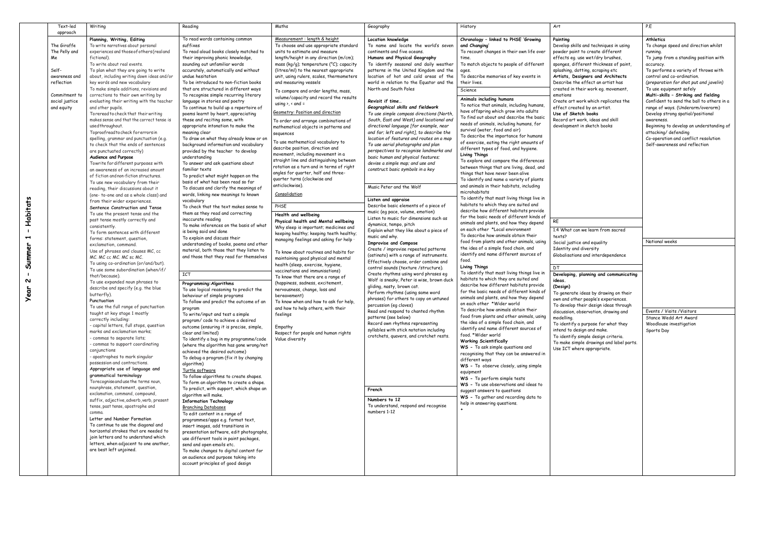# Year 2 – Summer 1 – Habitats

| Text-led approach | Writing | Reading | Maths | Geography | History | Art | P.E |
|---|---|---|---|---|---|---|---|
| The Giraffe The Pelly and Me<br><br>Self-awareness and reflection<br><br>Commitment to social justice and equity | **Planning, Writing, Editing**<br>To write narratives about personal experiences and those of others (real and fictional).<br>To write about real events.<br>To plan what they are going to write about, including writing down ideas and/or key words and new vocabulary<br>To make simple additions, revisions and corrections to their own writing by evaluating their writing with the teacher and other pupils.<br>To reread to check that their writing makes sense and that the correct tense is used throughout.<br>To proofread to check for errors in spelling, grammar and punctuation (e.g. to check that the ends of sentences are punctuated correctly)<br>**Audience and Purpose**<br>To write for different purposes with an awareness of an increased amount of fiction and non-fiction structures.<br>To use new vocabulary from their reading, their discussions about it (one- to-one and as a whole class) and from their wider experiences.<br>**Sentence Construction and Tense**<br>To use the present tense and the past tense mostly correctly and consistently.<br>To form sentences with different forms: statement, question, exclamation, command.<br>Use of phrases and clauses MC, cc MC. MC cc MC. MC sc MC.<br>To using co-ordination (or/and/but).<br>To use some subordination (when/if/ that/because).<br>To use expanded noun phrases to describe and specify (e.g. the blue butterfly).<br>**Punctuation**<br>To use the full range of punctuation taught at key stage 1 mostly correctly including:<br>- capital letters, full stops, question marks and exclamation marks;<br>- commas to separate lists;<br>- commas to support coordinating conjunctions<br>- apostrophes to mark singular possession and contractions.<br>**Appropriate use of language and grammatical terminology**<br>To recognise and use the terms noun, noun phrase, statement, question, exclamation, command, compound, suffix, adjective, adverb, verb, present tense, past tense, apostrophe and comma.<br>**Letter and Number Formation**<br>To continue to use the diagonal and horizontal strokes that are needed to join letters and to understand which letters, when adjacent to one another, are best left unjoined. | To read words containing common suffixes<br>To read aloud books closely matched to their improving phonic knowledge, sounding out unfamiliar words accurately, automatically and without undue hesitation<br>To be introduced to non-fiction books that are structured in different ways<br>To recognise simple recurring literary language in stories and poetry<br>To continue to build up a repertoire of poems learnt by heart, appreciating these and reciting some, with appropriate intonation to make the meaning clear<br>To draw on what they already know or on background information and vocabulary provided by the teacher to develop understanding<br>To answer and ask questions about familiar texts<br>To predict what might happen on the basis of what has been read so far<br>To discuss and clarify the meanings of words, linking new meanings to known vocabulary<br>To check that the text makes sense to them as they read and correcting inaccurate reading<br>To make inferences on the basis of what is being said and done<br>To explain and discuss their understanding of books, poems and other material, both those that they listen to and those that they read for themselves<br><br>**ICT**<br><br>**Programming: Algorithms**<br>To use logical reasoning to predict the behaviour of simple programs<br>To follow and predict the outcome of an program<br>To write/input and test a simple program/ code to achieve a desired outcome (ensuring it is precise, simple, clear and limited)<br>To identify a bug in my programme/code (where the algorithm has gone wrong/not achieved the desired outcome)<br>To debug a program (fix it by changing algorithm)<br>Turtle software<br>To follow algorithms to create shapes.<br>To form an algorithm to create a shape.<br>To predict, with support, which shape an algorithm will make.<br>**Information Technology**<br>Branching Databases<br>To edit content in a range of programmes/apps e.g. format text, insert images, add transitions in presentation software, edit photographs, use different tools in paint packages, send and open emails etc.<br>To make changes to digital content for an audience and purpose taking into account principles of good design | Measurement : length & height<br>To choose and use appropriate standard units to estimate and measure length/height in any direction (m/cm); mass (kg/g); temperature (°C); capacity (litres/ml) to the nearest appropriate unit, using rulers, scales, thermometers and measuring vessels<br>To compare and order lengths, mass, volume/capacity and record the results using >, < and =<br><br>Geometry: Position and direction<br>To order and arrange combinations of mathematical objects in patterns and sequences<br>To use mathematical vocabulary to describe position, direction and movement, including movement in a straight line and distinguishing between rotation as a turn and in terms of right angles for quarter, half and three-quarter turns (clockwise and anticlockwise).<br><br>Consolidation<br><br>**PHSE**<br><br>**Health and wellbeing**<br>**Physical health and Mental wellbeing**<br>Why sleep is important; medicines and keeping healthy; keeping teeth healthy; managing feelings and asking for help ·<br><br>To know about routines and habits for maintaining good physical and mental health (sleep, exercise, hygiene, vaccinations and immunisations)<br>To know that there are a range of (happiness, sadness, excitement, nervousness, change, loss and bereavement)<br>To know when and how to ask for help, and how to help others, with their feelings<br><br>Empathy<br>Respect for people and human rights<br>Value diversity | **Location knowledge**<br>To name and locate the world's seven continents and five oceans.<br>**Humans and Physical Geography**<br>To identify seasonal and daily weather patterns in the United Kingdom and the location of hot and cold areas of the world in relation to the Equator and the North and South Poles<br><br>***Revisit if time…***<br>***Geographical skills and fieldwork***<br>*To use simple compass directions (North, South, East and West) and locational and directional language [for example, near and far; left and right], to describe the location of features and routes on a map*<br>*To use aerial photographs and plan perspectives to recognise landmarks and basic human and physical features; devise a simple map; and use and construct basic symbols in a key*<br><br>Music Peter and the Wolf<br><br>**Listen and appraise**<br>Describe basic elements of a piece of music (eg pace, volume, emotion)<br>Listen to music for dimensions such as dynamics, tempo, pitch<br>Explain what they like about a piece of music and why.<br>**Improvise and Compose**<br>Create / improvise repeated patterns (ostinato) with a range of instruments.<br>Effectively choose, order combine and control sounds (texture /structure).<br>Create rhythms using word phrases eg Wolf is sneaky, Peter is wise, brown duck gliding, nasty, brown cat.<br>Perform rhythms (using same word phrases) for others to copy on untuned percussion (eg claves)<br>Read and respond to chanted rhythm patterns (see below)<br>Record own rhythms representing syllables with stick notation including crotchets, quavers, and crotchet rests.<br><br>**French**<br><br>**Numbers to 12**<br>To understand, respond and recognise numbers 1-12 | **Chronology – linked to PHSE 'Growing and Changing'**<br>To recount changes in their own life over time.<br>To match objects to people of different ages.<br>To describe memories of key events in their lives.<br><br>Science<br><br>**Animals including humans**<br>To notice that animals, including humans, have offspring which grow into adults<br>To find out about and describe the basic needs of animals, including humans, for survival (water, food and air)<br>To describe the importance for humans of exercise, eating the right amounts of different types of food, and hygiene.<br>**Living Things**<br>To explore and compare the differences between things that are living, dead, and things that have never been alive<br>To identify and name a variety of plants and animals in their habitats, including microhabitats<br>To identify that most living things live in habitats to which they are suited and describe how different habitats provide for the basic needs of different kinds of animals and plants, and how they depend on each other *Local environment<br>To describe how animals obtain their food from plants and other animals, using the idea of a simple food chain, and identify and name different sources of food.<br>**Living Things**<br>To identify that most living things live in habitats to which they are suited and describe how different habitats provide for the basic needs of different kinds of animals and plants, and how they depend on each other *Wider world<br>To describe how animals obtain their food from plants and other animals, using the idea of a simple food chain, and identify and name different sources of food. *Wider world<br>**Working Scientifically**<br>**WS –** To ask simple questions and recognising that they can be answered in different ways<br>**WS –** To observe closely, using simple equipment<br>**WS –** To perform simple tests<br>**WS –** To use observations and ideas to suggest answers to questions<br>**WS –** To gather and recording data to help in answering questions.<br>* | **Painting**<br>Develop skills and techniques in using powder paint to create different effects eg. use wet/dry brushes, sponges, different thickness of paint, splashing, dotting, scraping etc<br>**Artists, Designers and Architects**<br>Describe the effect an artist has created in their work eg. movement, emotions<br>Create art work which replicates the effect created by an artist.<br>**Use of Sketch books**<br>Record art work, ideas and skill development in sketch books<br><br>RE<br><br>1.4 What can we learn from sacred texts?<br>Social justice and equality<br>Identity and diversity<br>Globalisations and interdependence<br><br>DT<br><br>**Developing, planning and communicating ideas.**<br>**(Design)**<br>To generate ideas by drawing on their own and other people's experiences.<br>To develop their design ideas through discussion, observation, drawing and modelling.<br>To identify a purpose for what they intend to design and make.<br>To identify simple design criteria.<br>To make simple drawings and label parts.<br>Use ICT where appropriate. | **Athletics**<br>To change speed and direction whilst running.<br>To jump from a standing position with accuracy.<br>To performs a variety of throws with control and co-ordination.<br>*(preparation for shot put and javelin)*<br>To use equipment safely<br>**Multi-skills – Striking and fielding**<br>Confident to send the ball to others in a range of ways. (Underarm/overarm)<br>Develop strong spatial/positional awareness.<br>Beginning to develop an understanding of attacking/ defending<br>Co-operation and conflict resolution<br>Self-awareness and reflection<br><br>National weeks<br><br>Events / Visits /Visitors<br>Stance Wedd Art Award<br>Woodlouse investigation<br>Sports Day |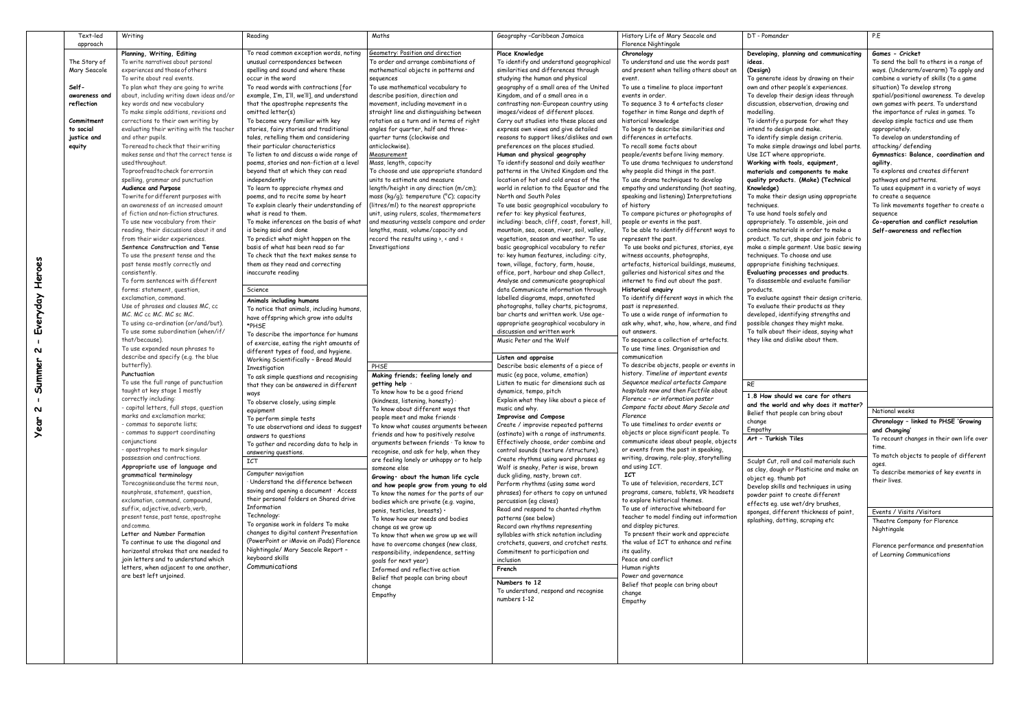# Year 2 – Summer 2 – Everyday Heroes

| Text-led approach | Writing | Reading | Maths | Geography –Caribbean Jamaica | History Life of Mary Seacole and Florence Nightingale | DT - Pomander | P.E |
|---|---|---|---|---|---|---|---|
| The Story of Mary Seacole<br><br>**Self-awareness and reflection**<br><br>**Commitment to social justice and equity** | **Planning, Writing, Editing**<br>To write narratives about personal experiences and those of others<br>To write about real events.<br>To plan what they are going to write about, including writing down ideas and/or key words and new vocabulary<br>To make simple additions, revisions and corrections to their own writing by evaluating their writing with the teacher and other pupils.<br>To reread to check that their writing makes sense and that the correct tense is used throughout.<br>To proofread to check for errors in spelling, grammar and punctuation<br>**Audience and Purpose**<br>To write for different purposes with an awareness of an increased amount of fiction and non-fiction structures.<br>To use new vocabulary from their reading, their discussions about it and from their wider experiences.<br>**Sentence Construction and Tense**<br>To use the present tense and the past tense mostly correctly and consistently.<br>To form sentences with different forms: statement, question, exclamation, command.<br>Use of phrases and clauses MC, cc MC. MC cc MC. MC sc MC.<br>To using co-ordination (or/and/but).<br>To use some subordination (when/if/that/because).<br>To use expanded noun phrases to describe and specify (e.g. the blue butterfly).<br>**Punctuation**<br>To use the full range of punctuation taught at key stage 1 mostly correctly including:<br>- capital letters, full stops, question marks and exclamation marks;<br>- commas to separate lists;<br>- commas to support coordinating conjunctions<br>- apostrophes to mark singular possession and contractions.<br>**Appropriate use of language and grammatical terminology**<br>To recognise and use the terms noun, noun phrase, statement, question, exclamation, command, compound, suffix, adjective, adverb, verb, present tense, past tense, apostrophe and comma.<br>**Letter and Number Formation**<br>To continue to use the diagonal and horizontal strokes that are needed to join letters and to understand which letters, when adjacent to one another, are best left unjoined. | To read common exception words, noting unusual correspondences between spelling and sound and where these occur in the word<br>To read words with contractions [for example, I'm, I'll, we'll], and understand that the apostrophe represents the omitted letter(s)<br>To become very familiar with key stories, fairy stories and traditional tales, retelling them and considering their particular characteristics<br>To listen to and discuss a wide range of poems, stories and non-fiction at a level beyond that at which they can read independently<br>To learn to appreciate rhymes and poems, and to recite some by heart<br>To explain clearly their understanding of what is read to them.<br>To make inferences on the basis of what is being said and done<br>To predict what might happen on the basis of what has been read so far<br>To check that the text makes sense to them as they read and correcting inaccurate reading<br><br>**Science**<br>**Animals including humans**<br>To notice that animals, including humans, have offspring which grow into adults<br>*PHSE<br>To describe the importance for humans of exercise, eating the right amounts of different types of food, and hygiene.<br>Working Scientifically – Bread Mould Investigation<br>To ask simple questions and recognising that they can be answered in different ways<br>To observe closely, using simple equipment<br>To perform simple tests<br>To use observations and ideas to suggest answers to questions<br>To gather and recording data to help in answering questions.<br><br>**ICT**<br>Computer navigation<br>· Understand the difference between saving and opening a document · Access their personal folders on Shared drive<br>Information<br>Technology:<br>To organise work in folders To make changes to digital content Presentation (PowerPoint or iMovie on iPads) Florence Nightingale/ Mary Seacole Report – keyboard skills<br>Communications | Geometry: Position and direction<br>To order and arrange combinations of mathematical objects in patterns and sequences<br>To use mathematical vocabulary to describe position, direction and movement, including movement in a straight line and distinguishing between rotation as a turn and in terms of right angles for quarter, half and three-quarter turns (clockwise and anticlockwise).<br>Measurement<br>Mass, length, capacity<br>To choose and use appropriate standard units to estimate and measure length/height in any direction (m/cm); mass (kg/g); temperature (°C); capacity (litres/ml) to the nearest appropriate unit, using rulers, scales, thermometers and measuring vessels compare and order lengths, mass, volume/capacity and record the results using >, < and =<br>Investigations<br><br>**PHSE**<br>**Making friends; feeling lonely and getting help** ·<br>To know how to be a good friend (kindness, listening, honesty) ·<br>To know about different ways that people meet and make friends ·<br>To know what causes arguments between friends and how to positively resolve arguments between friends · To know to recognise, and ask for help, when they are feeling lonely or unhappy or to help someone else<br>**Growing· about the human life cycle and how people grow from young to old**<br>To know the names for the parts of our bodies which are private (e.g. vagina, penis, testicles, breasts) ·<br>To know how our needs and bodies change as we grow up<br>To know that when we grow up we will have to overcome changes (new class, responsibility, independence, setting goals for next year)<br>Informed and reflective action<br>Belief that people can bring about change<br>Empathy | **Place Knowledge**<br>To identify and understand geographical similarities and differences through studying the human and physical geography of a small area of the United Kingdom, and of a small area in a contrasting non-European country using images/videos of different places.<br>Carry out studies into these places and express own views and give detailed reasons to support likes/dislikes and own preferences on the places studied.<br>**Human and physical geography**<br>To identify seasonal and daily weather patterns in the United Kingdom and the location of hot and cold areas of the world in relation to the Equator and the North and South Poles<br>To use basic geographical vocabulary to refer to: key physical features, including: beach, cliff, coast, forest, hill, mountain, sea, ocean, river, soil, valley, vegetation, season and weather. To use basic geographical vocabulary to refer to: key human features, including: city, town, village, factory, farm, house, office, port, harbour and shop Collect, Analyse and communicate geographical data Communicate information through labelled diagrams, maps, annotated photographs, talley charts, pictograms, bar charts and written work. Use age-appropriate geographical vocabulary in discussion and written work<br><br>Music Peter and the Wolf<br><br>**Listen and appraise**<br>Describe basic elements of a piece of music (eg pace, volume, emotion)<br>Listen to music for dimensions such as dynamics, tempo, pitch<br>Explain what they like about a piece of music and why.<br>**Improvise and Compose**<br>Create / improvise repeated patterns (ostinato) with a range of instruments.<br>Effectively choose, order combine and control sounds (texture /structure).<br>Create rhythms using word phrases eg Wolf is sneaky, Peter is wise, brown duck gliding, nasty, brown cat.<br>Perform rhythms (using same word phrases) for others to copy on untuned percussion (eg claves)<br>Read and respond to chanted rhythm patterns (see below)<br>Record own rhythms representing syllables with stick notation including crotchets, quavers, and crotchet rests.<br>Commitment to participation and inclusion<br><br>**French**<br>**Numbers to 12**<br>To understand, respond and recognise numbers 1-12 | **Chronology**<br>To understand and use the words past and present when telling others about an event.<br>To use a timeline to place important events in order.<br>To sequence 3 to 4 artefacts closer together in time Range and depth of historical knowledge<br>To begin to describe similarities and differences in artefacts.<br>To recall some facts about people/events before living memory.<br>To use drama techniques to understand why people did things in the past.<br>To use drama techniques to develop empathy and understanding (hot seating, speaking and listening) Interpretations of history<br>To compare pictures or photographs of people or events in the past.<br>To be able to identify different ways to represent the past.<br>To use books and pictures, stories, eye witness accounts, photographs, artefacts, historical buildings, museums, galleries and historical sites and the internet to find out about the past.<br>**Historical enquiry**<br>To identify different ways in which the past is represented.<br>To use a wide range of information to ask why, what, who, how, where, and find out answers.<br>To sequence a collection of artefacts.<br>To use time lines. Organisation and communication<br>To describe objects, people or events in history. *Timeline of important events Sequence medical artefacts Compare hospitals now and then Factfile about Florence – or information poster Compare facts about Mary Secole and Florence*<br>To use timelines to order events or objects or place significant people. To communicate ideas about people, objects or events from the past in speaking, writing, drawing, role-play, storytelling and using ICT.<br>**ICT**<br>To use of relevant recorders, ICT programs, camera, tablets, VR headsets to explore historical themes.<br>To use of interactive whiteboard for teacher to model finding out information and display pictures.<br>To present their work and appreciate the value of ICT to enhance and refine its quality.<br>Peace and conflict<br>Human rights<br>Power and governance<br>Belief that people can bring about change<br>Empathy | **Developing, planning and communicating ideas.**<br>**(Design)**<br>To generate ideas by drawing on their own and other people's experiences.<br>To develop their design ideas through discussion, observation, drawing and modelling.<br>To identify a purpose for what they intend to design and make.<br>To identify simple design criteria.<br>To make simple drawings and label parts.<br>Use ICT where appropriate.<br>**Working with tools, equipment, materials and components to make quality products. (Make) (Technical Knowledge)**<br>To make their design using appropriate techniques.<br>To use hand tools safely and appropriately. To assemble, join and combine materials in order to make a product. To cut, shape and join fabric to make a simple garment. Use basic sewing techniques. To choose and use appropriate finishing techniques.<br>**Evaluating processes and products.**<br>To disassemble and evaluate familiar products.<br>To evaluate against their design criteria.<br>To evaluate their products as they developed, identifying strengths and possible changes they might make.<br>To talk about their ideas, saying what they like and dislike about them.<br><br>**RE**<br>**1.8 How should we care for others and the world and why does it matter?**<br>Belief that people can bring about change<br>Empathy<br><br>**Art – Turkish Tiles**<br><br>Sculpt Cut, roll and coil materials such as clay, dough or Plasticine and make an object eg. thumb pot<br>Develop skills and techniques in using powder paint to create different effects eg. use wet/dry brushes, sponges, different thickness of paint, splashing, dotting, scraping etc | **Games – Cricket**<br>To send the ball to others in a range of ways. (Underarm/overarm) To apply and combine a variety of skills (to a game situation) To develop strong spatial/positional awareness. To develop own games with peers. To understand the importance of rules in games. To develop simple tactics and use them appropriately.<br>To develop an understanding of attacking/ defending<br>**Gymnastics: Balance, coordination and agility.**<br>To explores and creates different pathways and patterns.<br>To uses equipment in a variety of ways to create a sequence<br>To link movements together to create a sequence<br>**Co-operation and conflict resolution**<br>**Self-awareness and reflection**<br><br>National weeks<br>**Chronology – linked to PHSE 'Growing and Changing'**<br>To recount changes in their own life over time.<br>To match objects to people of different ages.<br>To describe memories of key events in their lives.<br><br>Events / Visits /Visitors<br>Theatre Company for Florence Nightingale<br><br>Florence performance and presentation of Learning Communications |